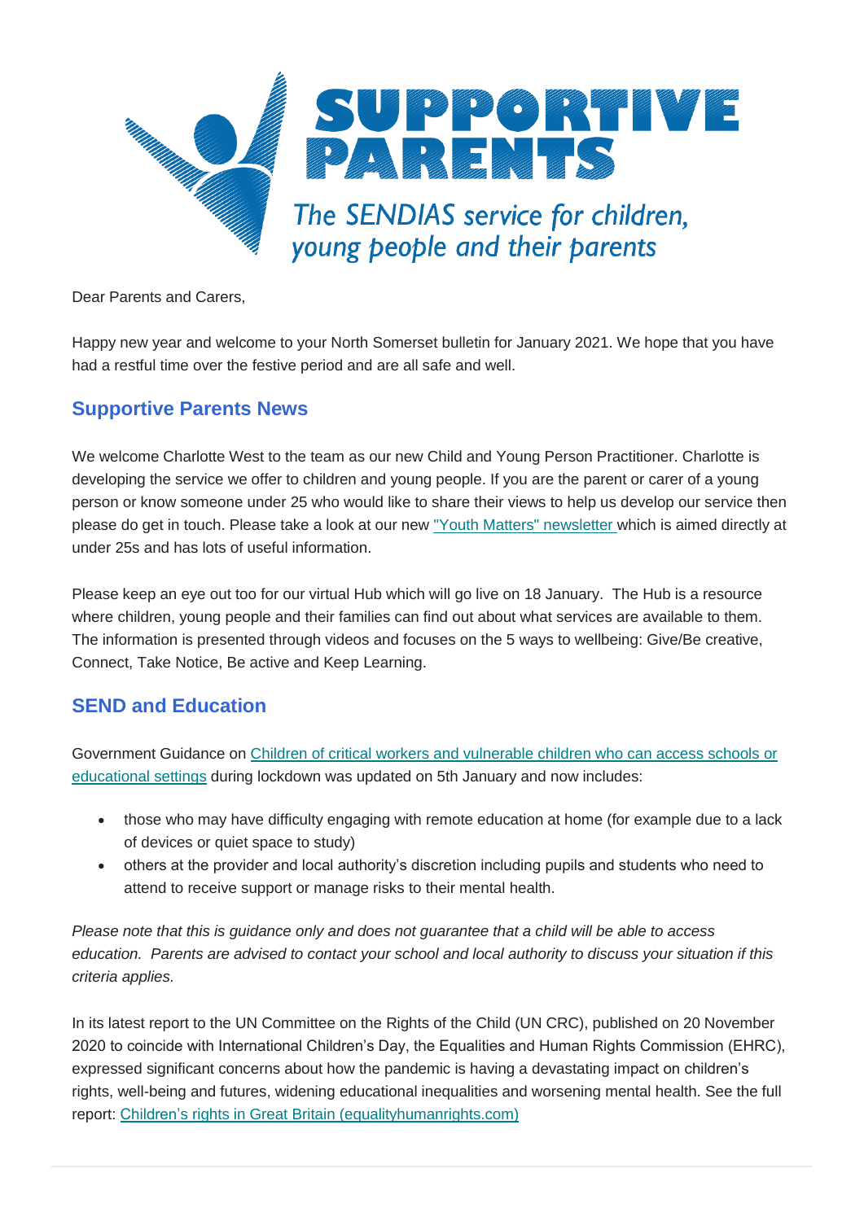# SUPPORTIVE PARENTS

*The SENDIAS service for children, young people and their parents*

Dear Parents and Carers,

Happy new year and welcome to your North Somerset bulletin for January 2021. We hope that you have had a restful time over the festive period and are all safe and well.

## Supportive Parents News

We welcome Charlotte West to the team as our new Child and Young Person Practitioner. Charlotte is developing the service we offer to children and young people. If you are the parent or carer of a young person or know someone under 25 who would like to share their views to help us develop our service then please do get in touch. Please take a look at our new "Youth Matters" newsletter which is aimed directly at under 25s and has lots of useful information.

Please keep an eye out too for our virtual Hub which will go live on 18 January. The Hub is a resource where children, young people and their families can find out about what services are available to them. The information is presented through videos and focuses on the 5 ways to wellbeing: Give/Be creative, Connect, Take Notice, Be active and Keep Learning.

## SEND and Education

Government Guidance on Children of critical workers and vulnerable children who can access schools or educational settings during lockdown was updated on 5th January and now includes:

- those who may have difficulty engaging with remote education at home (for example due to a lack of devices or quiet space to study)
- others at the provider and local authority's discretion including pupils and students who need to attend to receive support or manage risks to their mental health.

*Please note that this is guidance only and does not guarantee that a child will be able to access education. Parents are advised to contact your school and local authority to discuss your situation if this criteria applies.*

In its latest report to the UN Committee on the Rights of the Child (UN CRC), published on 20 November 2020 to coincide with International Children's Day, the Equalities and Human Rights Commission (EHRC), expressed significant concerns about how the pandemic is having a devastating impact on children's rights, well-being and futures, widening educational inequalities and worsening mental health. See the full report: Children's rights in Great Britain (equalityhumanrights.com)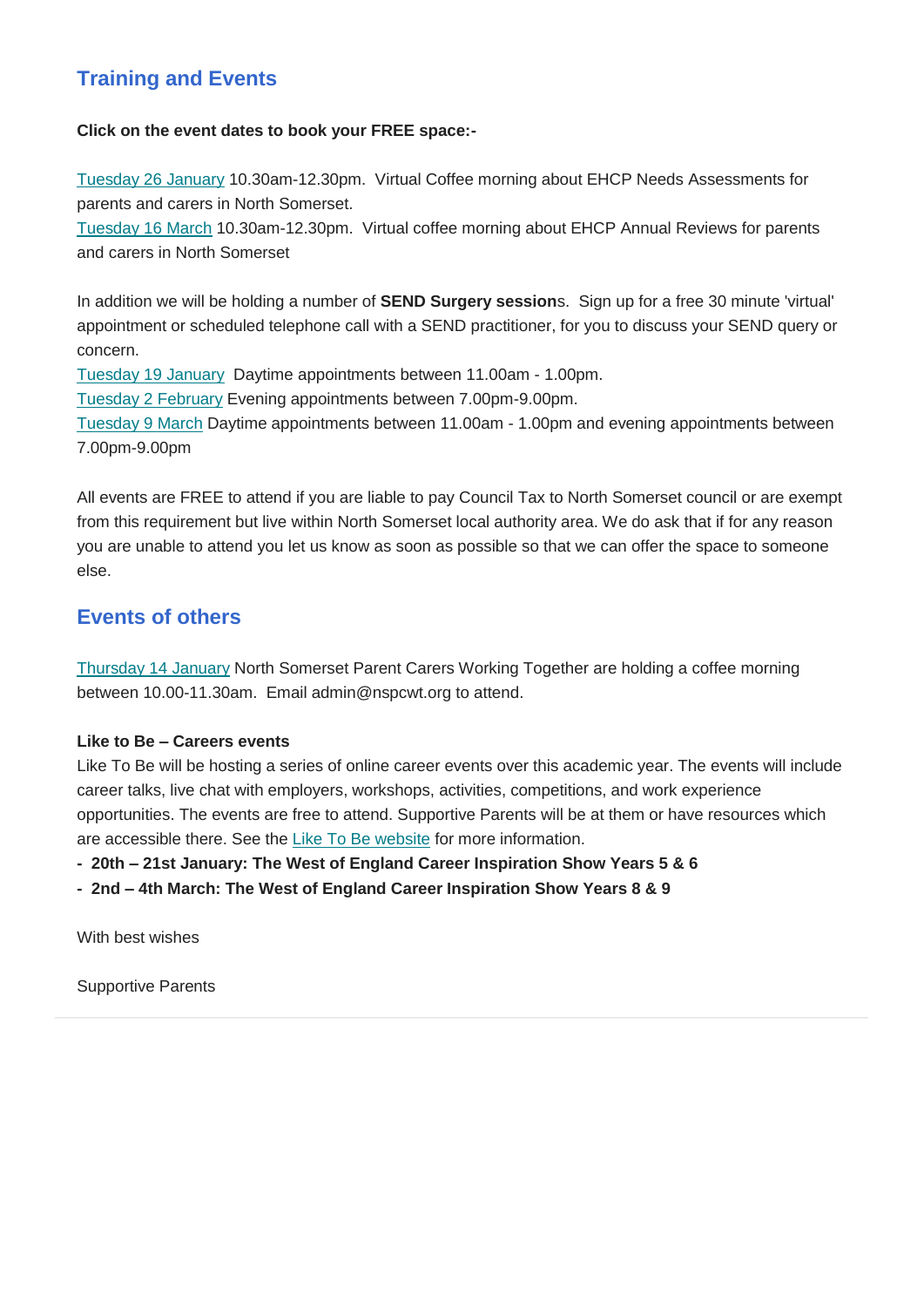## Training and Events

**Click on the event dates to book your FREE space:-**

Tuesday 26 January 10.30am-12.30pm.  Virtual Coffee morning about EHCP Needs Assessments for parents and carers in North Somerset.
Tuesday 16 March 10.30am-12.30pm.  Virtual coffee morning about EHCP Annual Reviews for parents and carers in North Somerset

In addition we will be holding a number of **SEND Surgery session**s.  Sign up for a free 30 minute 'virtual' appointment or scheduled telephone call with a SEND practitioner, for you to discuss your SEND query or concern.
Tuesday 19 January  Daytime appointments between 11.00am - 1.00pm.
Tuesday 2 February Evening appointments between 7.00pm-9.00pm.
Tuesday 9 March Daytime appointments between 11.00am - 1.00pm and evening appointments between 7.00pm-9.00pm

All events are FREE to attend if you are liable to pay Council Tax to North Somerset council or are exempt from this requirement but live within North Somerset local authority area. We do ask that if for any reason you are unable to attend you let us know as soon as possible so that we can offer the space to someone else.

## Events of others

Thursday 14 January North Somerset Parent Carers Working Together are holding a coffee morning between 10.00-11.30am.  Email admin@nspcwt.org to attend.

**Like to Be – Careers events**
Like To Be will be hosting a series of online career events over this academic year. The events will include career talks, live chat with employers, workshops, activities, competitions, and work experience opportunities. The events are free to attend. Supportive Parents will be at them or have resources which are accessible there. See the Like To Be website for more information.

- **20th – 21st January: The West of England Career Inspiration Show Years 5 & 6**
- **2nd – 4th March: The West of England Career Inspiration Show Years 8 & 9**

With best wishes

Supportive Parents